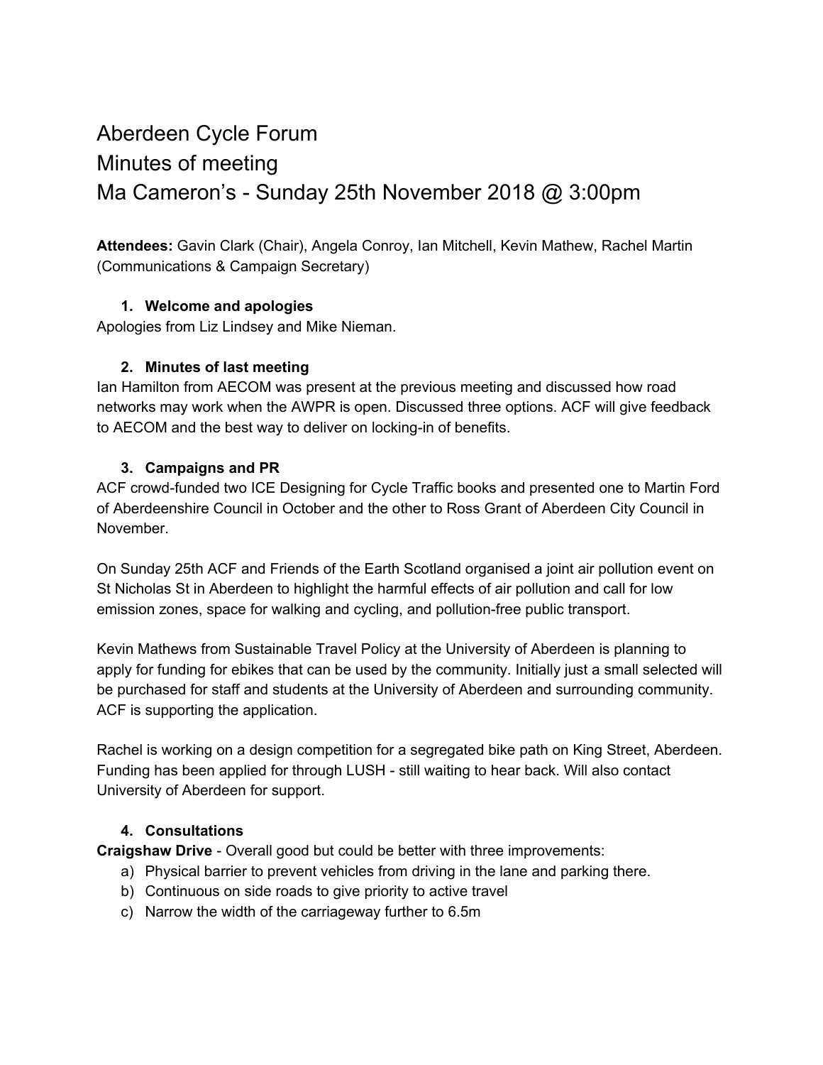# Aberdeen Cycle Forum

# Minutes of meeting

# Ma Cameron's - Sunday 25th November 2018 @ 3:00pm

**Attendees:** Gavin Clark (Chair), Angela Conroy, Ian Mitchell, Kevin Mathew, Rachel Martin (Communications & Campaign Secretary)

1. **Welcome and apologies**

Apologies from Liz Lindsey and Mike Nieman.

2. **Minutes of last meeting**

Ian Hamilton from AECOM was present at the previous meeting and discussed how road networks may work when the AWPR is open. Discussed three options. ACF will give feedback to AECOM and the best way to deliver on locking-in of benefits.

3. **Campaigns and PR**

ACF crowd-funded two ICE Designing for Cycle Traffic books and presented one to Martin Ford of Aberdeenshire Council in October and the other to Ross Grant of Aberdeen City Council in November.

On Sunday 25th ACF and Friends of the Earth Scotland organised a joint air pollution event on St Nicholas St in Aberdeen to highlight the harmful effects of air pollution and call for low emission zones, space for walking and cycling, and pollution-free public transport.

Kevin Mathews from Sustainable Travel Policy at the University of Aberdeen is planning to apply for funding for ebikes that can be used by the community. Initially just a small selected will be purchased for staff and students at the University of Aberdeen and surrounding community. ACF is supporting the application.

Rachel is working on a design competition for a segregated bike path on King Street, Aberdeen. Funding has been applied for through LUSH - still waiting to hear back. Will also contact University of Aberdeen for support.

4. **Consultations**

**Craigshaw Drive** - Overall good but could be better with three improvements:

a) Physical barrier to prevent vehicles from driving in the lane and parking there.
b) Continuous on side roads to give priority to active travel
c) Narrow the width of the carriageway further to 6.5m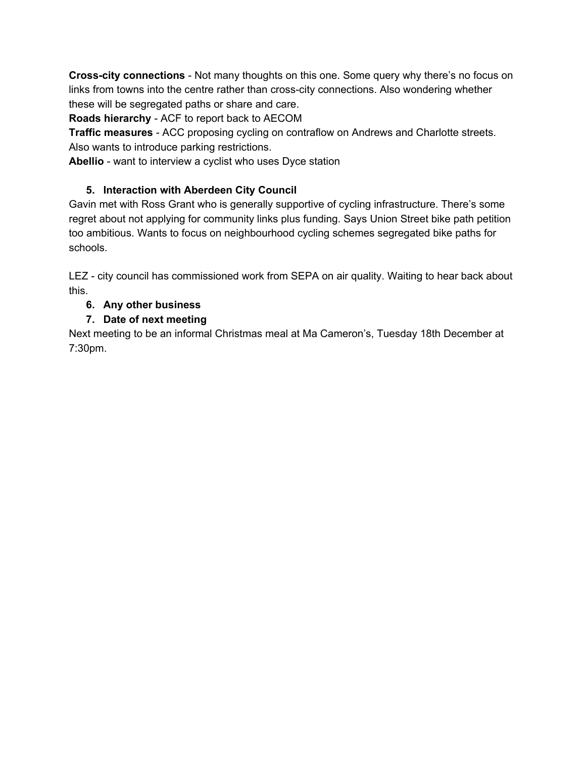**Cross-city connections** - Not many thoughts on this one. Some query why there's no focus on links from towns into the centre rather than cross-city connections. Also wondering whether these will be segregated paths or share and care.

**Roads hierarchy** - ACF to report back to AECOM

**Traffic measures** - ACC proposing cycling on contraflow on Andrews and Charlotte streets. Also wants to introduce parking restrictions.

**Abellio** - want to interview a cyclist who uses Dyce station

5. **Interaction with Aberdeen City Council**

Gavin met with Ross Grant who is generally supportive of cycling infrastructure. There's some regret about not applying for community links plus funding. Says Union Street bike path petition too ambitious. Wants to focus on neighbourhood cycling schemes segregated bike paths for schools.

LEZ - city council has commissioned work from SEPA on air quality. Waiting to hear back about this.

6. **Any other business**
7. **Date of next meeting**

Next meeting to be an informal Christmas meal at Ma Cameron's, Tuesday 18th December at 7:30pm.